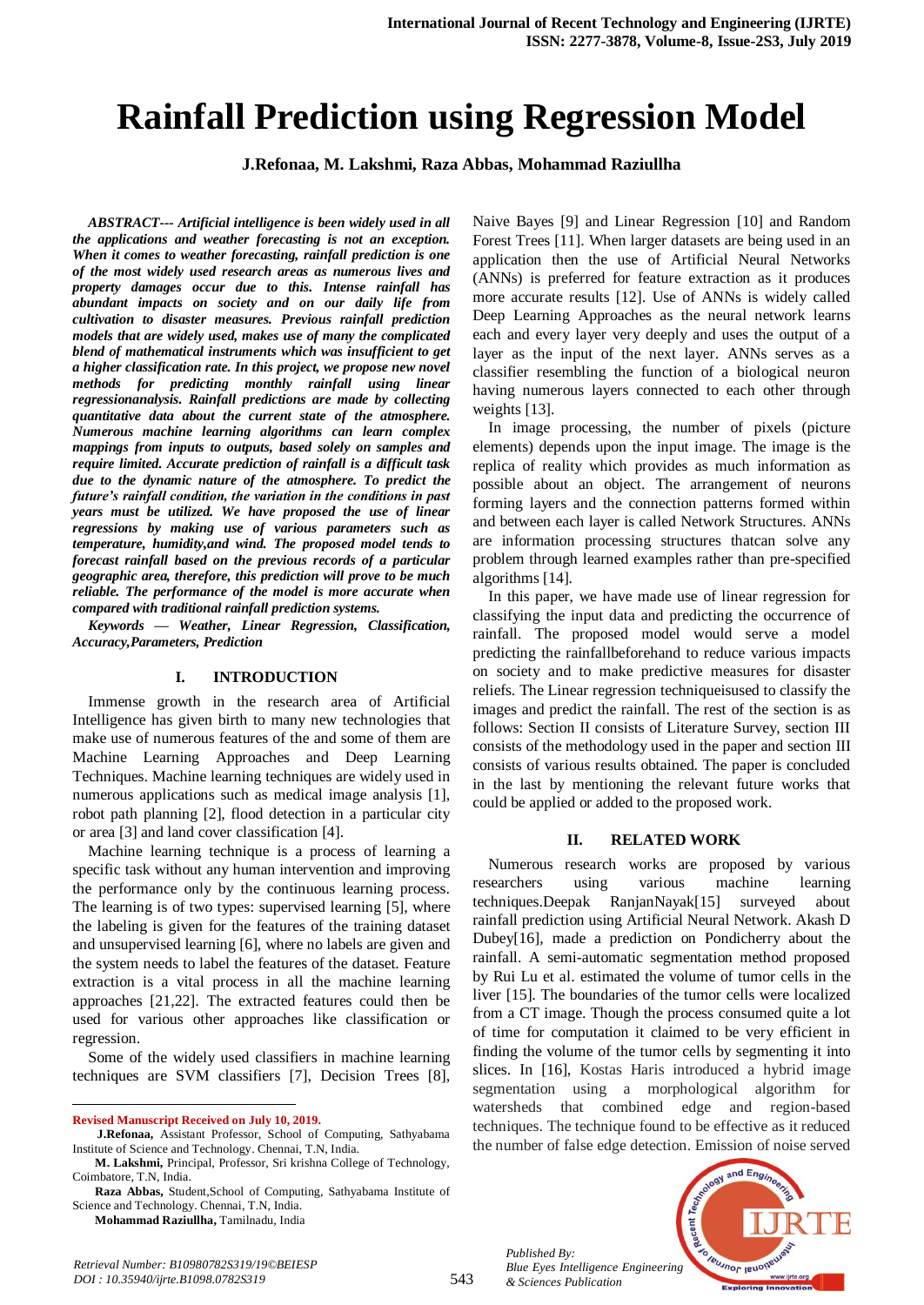# Rainfall Prediction using Regression Model

**J.Refonaa, M. Lakshmi, Raza Abbas, Mohammad Raziullha**

***ABSTRACT--- Artificial intelligence is been widely used in all the applications and weather forecasting is not an exception. When it comes to weather forecasting, rainfall prediction is one of the most widely used research areas as numerous lives and property damages occur due to this. Intense rainfall has abundant impacts on society and on our daily life from cultivation to disaster measures. Previous rainfall prediction models that are widely used, makes use of many the complicated blend of mathematical instruments which was insufficient to get a higher classification rate. In this project, we propose new novel methods for predicting monthly rainfall using linear regressionanalysis. Rainfall predictions are made by collecting quantitative data about the current state of the atmosphere. Numerous machine learning algorithms can learn complex mappings from inputs to outputs, based solely on samples and require limited. Accurate prediction of rainfall is a difficult task due to the dynamic nature of the atmosphere. To predict the future's rainfall condition, the variation in the conditions in past years must be utilized. We have proposed the use of linear regressions by making use of various parameters such as temperature, humidity,and wind. The proposed model tends to forecast rainfall based on the previous records of a particular geographic area, therefore, this prediction will prove to be much reliable. The performance of the model is more accurate when compared with traditional rainfall prediction systems.***

***Keywords — Weather, Linear Regression, Classification, Accuracy,Parameters, Prediction***

## I. INTRODUCTION

Immense growth in the research area of Artificial Intelligence has given birth to many new technologies that make use of numerous features of the and some of them are Machine Learning Approaches and Deep Learning Techniques. Machine learning techniques are widely used in numerous applications such as medical image analysis [1], robot path planning [2], flood detection in a particular city or area [3] and land cover classification [4].

Machine learning technique is a process of learning a specific task without any human intervention and improving the performance only by the continuous learning process. The learning is of two types: supervised learning [5], where the labeling is given for the features of the training dataset and unsupervised learning [6], where no labels are given and the system needs to label the features of the dataset. Feature extraction is a vital process in all the machine learning approaches [21,22]. The extracted features could then be used for various other approaches like classification or regression.

Some of the widely used classifiers in machine learning techniques are SVM classifiers [7], Decision Trees [8], Naive Bayes [9] and Linear Regression [10] and Random Forest Trees [11]. When larger datasets are being used in an application then the use of Artificial Neural Networks (ANNs) is preferred for feature extraction as it produces more accurate results [12]. Use of ANNs is widely called Deep Learning Approaches as the neural network learns each and every layer very deeply and uses the output of a layer as the input of the next layer. ANNs serves as a classifier resembling the function of a biological neuron having numerous layers connected to each other through weights [13].

In image processing, the number of pixels (picture elements) depends upon the input image. The image is the replica of reality which provides as much information as possible about an object. The arrangement of neurons forming layers and the connection patterns formed within and between each layer is called Network Structures. ANNs are information processing structures thatcan solve any problem through learned examples rather than pre-specified algorithms [14].

In this paper, we have made use of linear regression for classifying the input data and predicting the occurrence of rainfall. The proposed model would serve a model predicting the rainfallbeforehand to reduce various impacts on society and to make predictive measures for disaster reliefs. The Linear regression techniqueisused to classify the images and predict the rainfall. The rest of the section is as follows: Section II consists of Literature Survey, section III consists of the methodology used in the paper and section III consists of various results obtained. The paper is concluded in the last by mentioning the relevant future works that could be applied or added to the proposed work.

## II. RELATED WORK

Numerous research works are proposed by various researchers using various machine learning techniques.Deepak RanjanNayak[15] surveyed about rainfall prediction using Artificial Neural Network. Akash D Dubey[16], made a prediction on Pondicherry about the rainfall. A semi-automatic segmentation method proposed by Rui Lu et al. estimated the volume of tumor cells in the liver [15]. The boundaries of the tumor cells were localized from a CT image. Though the process consumed quite a lot of time for computation it claimed to be very efficient in finding the volume of the tumor cells by segmenting it into slices. In [16], Kostas Haris introduced a hybrid image segmentation using a morphological algorithm for watersheds that combined edge and region-based techniques. The technique found to be effective as it reduced the number of false edge detection. Emission of noise served

---

**Revised Manuscript Received on July 10, 2019.**

**J.Refonaa,** Assistant Professor, School of Computing, Sathyabama Institute of Science and Technology. Chennai, T.N, India.

**M. Lakshmi,** Principal, Professor, Sri krishna College of Technology, Coimbatore, T.N, India.

**Raza Abbas,** Student,School of Computing, Sathyabama Institute of Science and Technology. Chennai, T.N, India.

**Mohammad Raziullha,** Tamilnadu, India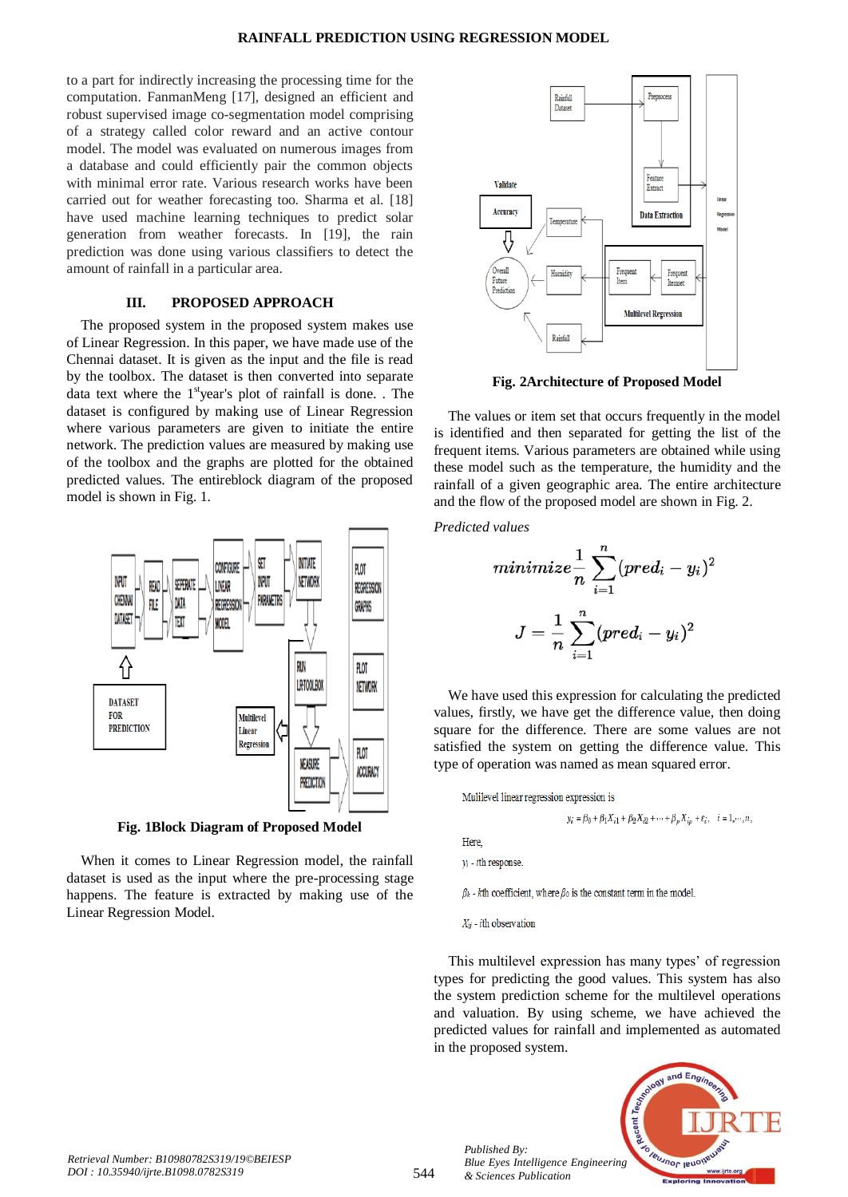to a part for indirectly increasing the processing time for the computation. FanmanMeng [17], designed an efficient and robust supervised image co-segmentation model comprising of a strategy called color reward and an active contour model. The model was evaluated on numerous images from a database and could efficiently pair the common objects with minimal error rate. Various research works have been carried out for weather forecasting too. Sharma et al. [18] have used machine learning techniques to predict solar generation from weather forecasts. In [19], the rain prediction was done using various classifiers to detect the amount of rainfall in a particular area.

## III. PROPOSED APPROACH

The proposed system in the proposed system makes use of Linear Regression. In this paper, we have made use of the Chennai dataset. It is given as the input and the file is read by the toolbox. The dataset is then converted into separate data text where the 1st year's plot of rainfall is done. . The dataset is configured by making use of Linear Regression where various parameters are given to initiate the entire network. The prediction values are measured by making use of the toolbox and the graphs are plotted for the obtained predicted values. The entireblock diagram of the proposed model is shown in Fig. 1.

**Fig. 1Block Diagram of Proposed Model**

When it comes to Linear Regression model, the rainfall dataset is used as the input where the pre-processing stage happens. The feature is extracted by making use of the Linear Regression Model.

**Fig. 2Architecture of Proposed Model**

The values or item set that occurs frequently in the model is identified and then separated for getting the list of the frequent items. Various parameters are obtained while using these model such as the temperature, the humidity and the rainfall of a given geographic area. The entire architecture and the flow of the proposed model are shown in Fig. 2.

*Predicted values*

$$minimize \frac{1}{n} \sum_{i=1}^{n} (pred_i - y_i)^2$$

$$J = \frac{1}{n} \sum_{i=1}^{n} (pred_i - y_i)^2$$

We have used this expression for calculating the predicted values, firstly, we have get the difference value, then doing square for the difference. There are some values are not satisfied the system on getting the difference value. This type of operation was named as mean squared error.

Mulilevel linear regression expression is

$$y_i = \beta_0 + \beta_1 X_{i1} + \beta_2 X_{i2} + \cdots + \beta_p X_{ip} + \varepsilon_i, \quad i = 1, \cdots, n,$$

Here,

$y_i$ - ith response.

$\beta_k$ - kth coefficient, where $\beta_0$ is the constant term in the model.

$X_{ij}$ - ith observation

This multilevel expression has many types' of regression types for predicting the good values. This system has also the system prediction scheme for the multilevel operations and valuation. By using scheme, we have achieved the predicted values for rainfall and implemented as automated in the proposed system.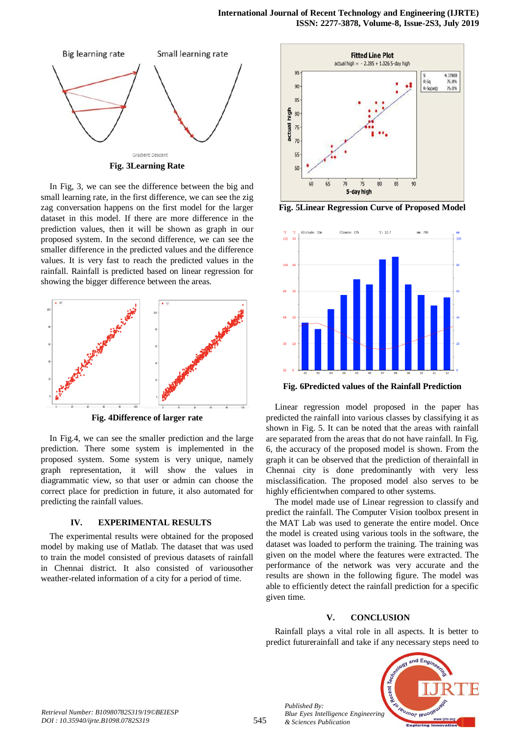Fig. 3Learning Rate

In Fig, 3, we can see the difference between the big and small learning rate, in the first difference, we can see the zig zag conversation happens on the first model for the larger dataset in this model. If there are more difference in the prediction values, then it will be shown as graph in our proposed system. In the second difference, we can see the smaller difference in the predicted values and the difference values. It is very fast to reach the predicted values in the rainfall. Rainfall is predicted based on linear regression for showing the bigger difference between the areas.

Fig. 4Difference of larger rate

In Fig.4, we can see the smaller prediction and the large prediction. There some system is implemented in the proposed system. Some system is very unique, namely graph representation, it will show the values in diagrammatic view, so that user or admin can choose the correct place for prediction in future, it also automated for predicting the rainfall values.

## IV. EXPERIMENTAL RESULTS

The experimental results were obtained for the proposed model by making use of Matlab. The dataset that was used to train the model consisted of previous datasets of rainfall in Chennai district. It also consisted of variousother weather-related information of a city for a period of time.

Fig. 5Linear Regression Curve of Proposed Model

Fig. 6Predicted values of the Rainfall Prediction

Linear regression model proposed in the paper has predicted the rainfall into various classes by classifying it as shown in Fig. 5. It can be noted that the areas with rainfall are separated from the areas that do not have rainfall. In Fig. 6, the accuracy of the proposed model is shown. From the graph it can be observed that the prediction of therainfall in Chennai city is done predominantly with very less misclassification. The proposed model also serves to be highly efficientwhen compared to other systems.

The model made use of Linear regression to classify and predict the rainfall. The Computer Vision toolbox present in the MAT Lab was used to generate the entire model. Once the model is created using various tools in the software, the dataset was loaded to perform the training. The training was given on the model where the features were extracted. The performance of the network was very accurate and the results are shown in the following figure. The model was able to efficiently detect the rainfall prediction for a specific given time.

## V. CONCLUSION

Rainfall plays a vital role in all aspects. It is better to predict futurerainfall and take if any necessary steps need to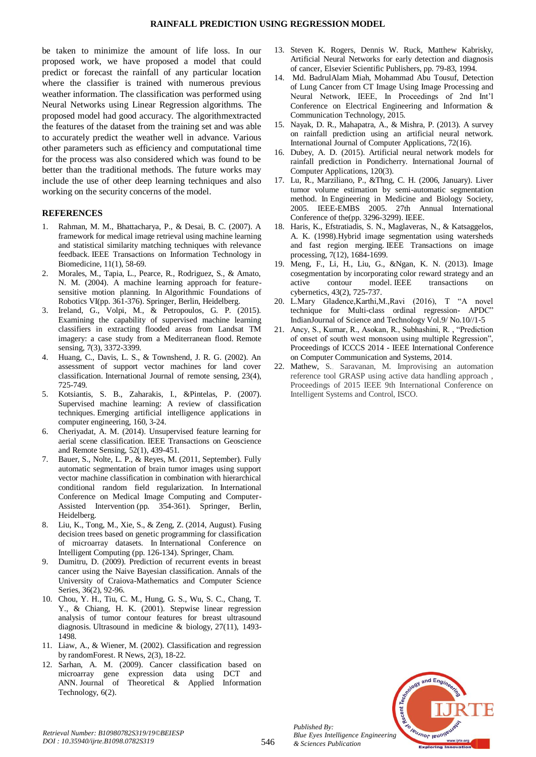be taken to minimize the amount of life loss. In our proposed work, we have proposed a model that could predict or forecast the rainfall of any particular location where the classifier is trained with numerous previous weather information. The classification was performed using Neural Networks using Linear Regression algorithms. The proposed model had good accuracy. The algorithmextracted the features of the dataset from the training set and was able to accurately predict the weather well in advance. Various other parameters such as efficiency and computational time for the process was also considered which was found to be better than the traditional methods. The future works may include the use of other deep learning techniques and also working on the security concerns of the model.

## REFERENCES

1. Rahman, M. M., Bhattacharya, P., & Desai, B. C. (2007). A framework for medical image retrieval using machine learning and statistical similarity matching techniques with relevance feedback. IEEE Transactions on Information Technology in Biomedicine, 11(1), 58-69.
2. Morales, M., Tapia, L., Pearce, R., Rodriguez, S., & Amato, N. M. (2004). A machine learning approach for feature-sensitive motion planning. In Algorithmic Foundations of Robotics VI(pp. 361-376). Springer, Berlin, Heidelberg.
3. Ireland, G., Volpi, M., & Petropoulos, G. P. (2015). Examining the capability of supervised machine learning classifiers in extracting flooded areas from Landsat TM imagery: a case study from a Mediterranean flood. Remote sensing, 7(3), 3372-3399.
4. Huang, C., Davis, L. S., & Townshend, J. R. G. (2002). An assessment of support vector machines for land cover classification. International Journal of remote sensing, 23(4), 725-749.
5. Kotsiantis, S. B., Zaharakis, I., &Pintelas, P. (2007). Supervised machine learning: A review of classification techniques. Emerging artificial intelligence applications in computer engineering, 160, 3-24.
6. Cheriyadat, A. M. (2014). Unsupervised feature learning for aerial scene classification. IEEE Transactions on Geoscience and Remote Sensing, 52(1), 439-451.
7. Bauer, S., Nolte, L. P., & Reyes, M. (2011, September). Fully automatic segmentation of brain tumor images using support vector machine classification in combination with hierarchical conditional random field regularization. In International Conference on Medical Image Computing and Computer-Assisted Intervention (pp. 354-361). Springer, Berlin, Heidelberg.
8. Liu, K., Tong, M., Xie, S., & Zeng, Z. (2014, August). Fusing decision trees based on genetic programming for classification of microarray datasets. In International Conference on Intelligent Computing (pp. 126-134). Springer, Cham.
9. Dumitru, D. (2009). Prediction of recurrent events in breast cancer using the Naive Bayesian classification. Annals of the University of Craiova-Mathematics and Computer Science Series, 36(2), 92-96.
10. Chou, Y. H., Tiu, C. M., Hung, G. S., Wu, S. C., Chang, T. Y., & Chiang, H. K. (2001). Stepwise linear regression analysis of tumor contour features for breast ultrasound diagnosis. Ultrasound in medicine & biology, 27(11), 1493-1498.
11. Liaw, A., & Wiener, M. (2002). Classification and regression by randomForest. R News, 2(3), 18-22.
12. Sarhan, A. M. (2009). Cancer classification based on microarray gene expression data using DCT and ANN. Journal of Theoretical & Applied Information Technology, 6(2).
13. Steven K. Rogers, Dennis W. Ruck, Matthew Kabrisky, Artificial Neural Networks for early detection and diagnosis of cancer, Elsevier Scientific Publishers, pp. 79-83, 1994.
14. Md. BadrulAlam Miah, Mohammad Abu Tousuf, Detection of Lung Cancer from CT Image Using Image Processing and Neural Network, IEEE, In Proceedings of 2nd Int'l Conference on Electrical Engineering and Information & Communication Technology, 2015.
15. Nayak, D. R., Mahapatra, A., & Mishra, P. (2013). A survey on rainfall prediction using an artificial neural network. International Journal of Computer Applications, 72(16).
16. Dubey, A. D. (2015). Artificial neural network models for rainfall prediction in Pondicherry. International Journal of Computer Applications, 120(3).
17. Lu, R., Marziliano, P., &Thng, C. H. (2006, January). Liver tumor volume estimation by semi-automatic segmentation method. In Engineering in Medicine and Biology Society, 2005. IEEE-EMBS 2005. 27th Annual International Conference of the(pp. 3296-3299). IEEE.
18. Haris, K., Efstratiadis, S. N., Maglaveras, N., & Katsaggelos, A. K. (1998).Hybrid image segmentation using watersheds and fast region merging. IEEE Transactions on image processing, 7(12), 1684-1699.
19. Meng, F., Li, H., Liu, G., &Ngan, K. N. (2013). Image cosegmentation by incorporating color reward strategy and an active contour model. IEEE transactions on cybernetics, 43(2), 725-737.
20. L.Mary Gladence,Karthi,M.,Ravi (2016), T "A novel technique for Multi-class ordinal regression- APDC" IndianJournal of Science and Technology Vol.9/ No.10//1-5
21. Ancy, S., Kumar, R., Asokan, R., Subhashini, R. , "Prediction of onset of south west monsoon using multiple Regression", Proceedings of ICCCS 2014 - IEEE International Conference on Computer Communication and Systems, 2014.
22. Mathew, S., Saravanan, M. Improvising an automation reference tool GRASP using active data handling approach , Proceedings of 2015 IEEE 9th International Conference on Intelligent Systems and Control, ISCO.